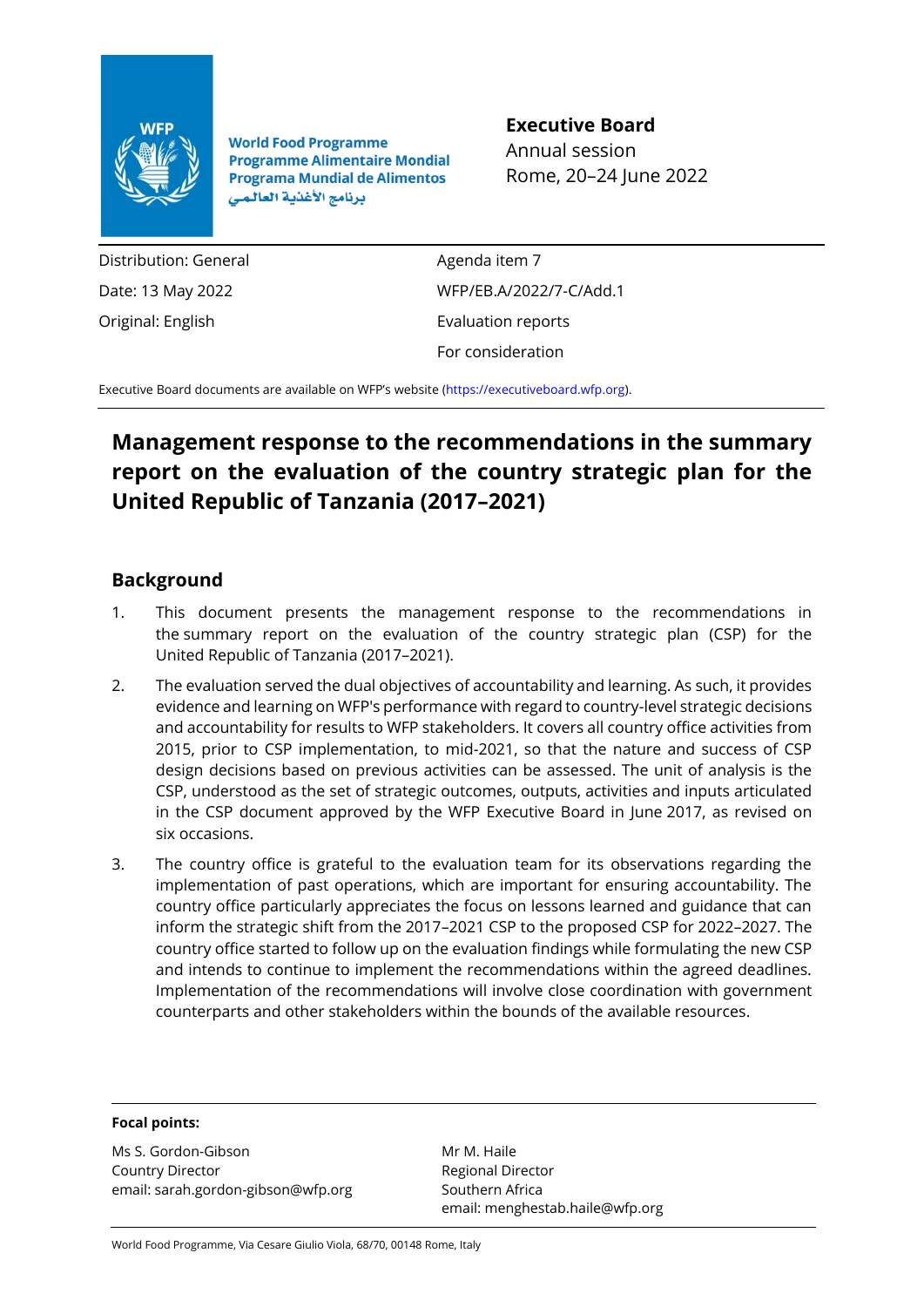World Food Programme
Programme Alimentaire Mondial
Programa Mundial de Alimentos
برنامج الأغذية العالمي

**Executive Board**
Annual session
Rome, 20–24 June 2022

| | |
|---|---|
| Distribution: General | Agenda item 7 |
| Date: 13 May 2022 | WFP/EB.A/2022/7-C/Add.1 |
| Original: English | Evaluation reports |
| | For consideration |

Executive Board documents are available on WFP's website (https://executiveboard.wfp.org).

# Management response to the recommendations in the summary report on the evaluation of the country strategic plan for the United Republic of Tanzania (2017–2021)

## Background

1. This document presents the management response to the recommendations in the summary report on the evaluation of the country strategic plan (CSP) for the United Republic of Tanzania (2017–2021).
2. The evaluation served the dual objectives of accountability and learning. As such, it provides evidence and learning on WFP's performance with regard to country-level strategic decisions and accountability for results to WFP stakeholders. It covers all country office activities from 2015, prior to CSP implementation, to mid-2021, so that the nature and success of CSP design decisions based on previous activities can be assessed. The unit of analysis is the CSP, understood as the set of strategic outcomes, outputs, activities and inputs articulated in the CSP document approved by the WFP Executive Board in June 2017, as revised on six occasions.
3. The country office is grateful to the evaluation team for its observations regarding the implementation of past operations, which are important for ensuring accountability. The country office particularly appreciates the focus on lessons learned and guidance that can inform the strategic shift from the 2017–2021 CSP to the proposed CSP for 2022–2027. The country office started to follow up on the evaluation findings while formulating the new CSP and intends to continue to implement the recommendations within the agreed deadlines. Implementation of the recommendations will involve close coordination with government counterparts and other stakeholders within the bounds of the available resources.

**Focal points:**

Ms S. Gordon-Gibson
Country Director
email: sarah.gordon-gibson@wfp.org

Mr M. Haile
Regional Director
Southern Africa
email: menghestab.haile@wfp.org

World Food Programme, Via Cesare Giulio Viola, 68/70, 00148 Rome, Italy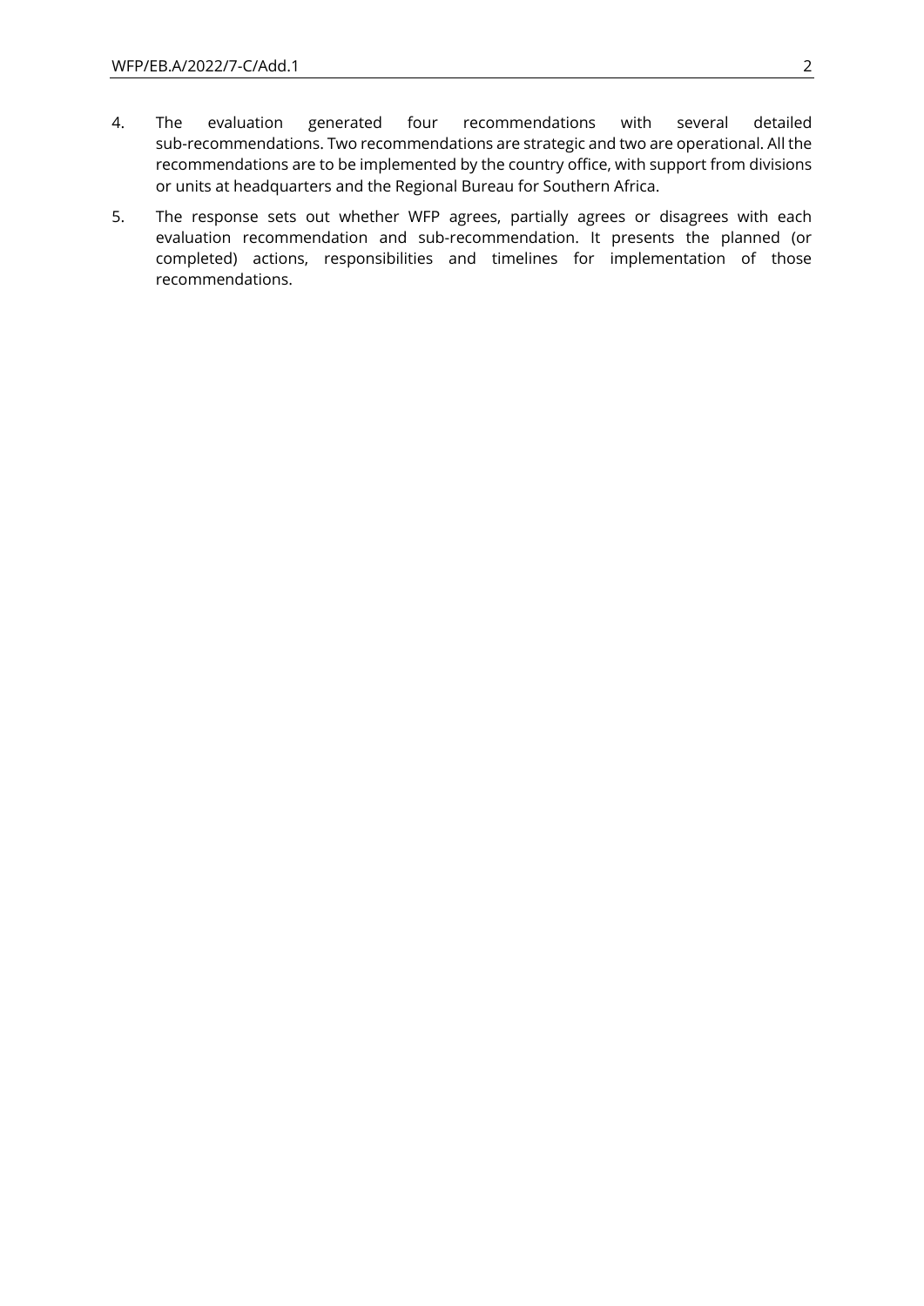4. The evaluation generated four recommendations with several detailed sub-recommendations. Two recommendations are strategic and two are operational. All the recommendations are to be implemented by the country office, with support from divisions or units at headquarters and the Regional Bureau for Southern Africa.

5. The response sets out whether WFP agrees, partially agrees or disagrees with each evaluation recommendation and sub-recommendation. It presents the planned (or completed) actions, responsibilities and timelines for implementation of those recommendations.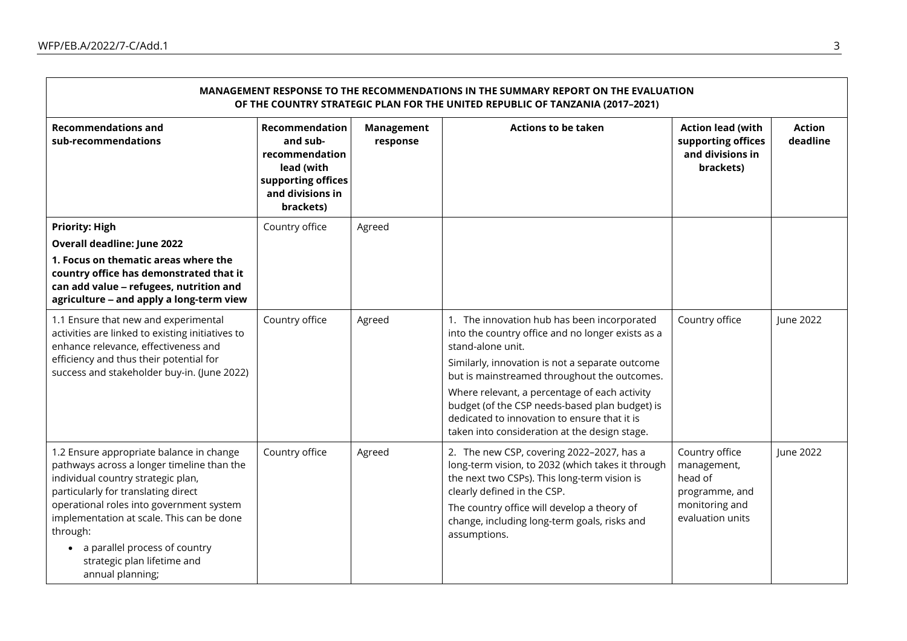| MANAGEMENT RESPONSE TO THE RECOMMENDATIONS IN THE SUMMARY REPORT ON THE EVALUATION OF THE COUNTRY STRATEGIC PLAN FOR THE UNITED REPUBLIC OF TANZANIA (2017–2021) | | | | | |
|---|---|---|---|---|---|
| **Recommendations and sub-recommendations** | **Recommendation and sub-recommendation lead (with supporting offices and divisions in brackets)** | **Management response** | **Actions to be taken** | **Action lead (with supporting offices and divisions in brackets)** | **Action deadline** |
| **Priority: High**<br>**Overall deadline: June 2022**<br>**1. Focus on thematic areas where the country office has demonstrated that it can add value – refugees, nutrition and agriculture – and apply a long-term view** | Country office | Agreed | | | |
| 1.1 Ensure that new and experimental activities are linked to existing initiatives to enhance relevance, effectiveness and efficiency and thus their potential for success and stakeholder buy-in. (June 2022) | Country office | Agreed | 1. The innovation hub has been incorporated into the country office and no longer exists as a stand-alone unit.<br>Similarly, innovation is not a separate outcome but is mainstreamed throughout the outcomes.<br>Where relevant, a percentage of each activity budget (of the CSP needs-based plan budget) is dedicated to innovation to ensure that it is taken into consideration at the design stage. | Country office | June 2022 |
| 1.2 Ensure appropriate balance in change pathways across a longer timeline than the individual country strategic plan, particularly for translating direct operational roles into government system implementation at scale. This can be done through:<br>• a parallel process of country strategic plan lifetime and annual planning; | Country office | Agreed | 2. The new CSP, covering 2022–2027, has a long-term vision, to 2032 (which takes it through the next two CSPs). This long-term vision is clearly defined in the CSP.<br>The country office will develop a theory of change, including long-term goals, risks and assumptions. | Country office management, head of programme, and monitoring and evaluation units | June 2022 |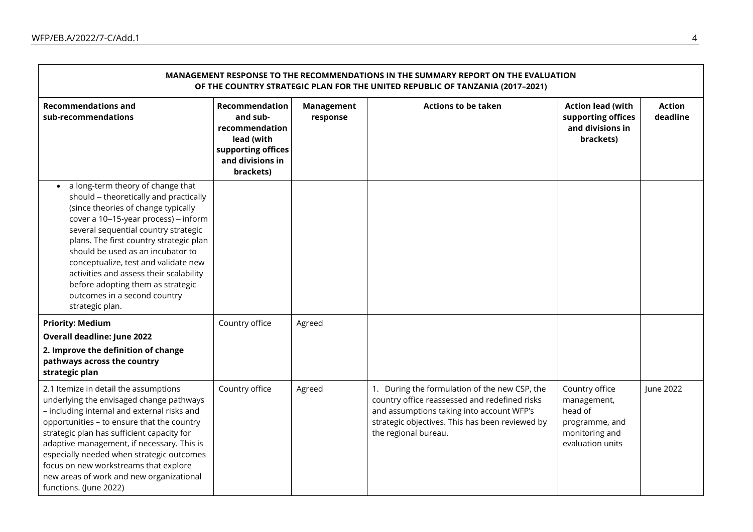| MANAGEMENT RESPONSE TO THE RECOMMENDATIONS IN THE SUMMARY REPORT ON THE EVALUATION OF THE COUNTRY STRATEGIC PLAN FOR THE UNITED REPUBLIC OF TANZANIA (2017–2021) | | | | | |
|---|---|---|---|---|---|
| **Recommendations and sub-recommendations** | **Recommendation and sub-recommendation lead (with supporting offices and divisions in brackets)** | **Management response** | **Actions to be taken** | **Action lead (with supporting offices and divisions in brackets)** | **Action deadline** |
| • a long-term theory of change that should – theoretically and practically (since theories of change typically cover a 10–15-year process) – inform several sequential country strategic plans. The first country strategic plan should be used as an incubator to conceptualize, test and validate new activities and assess their scalability before adopting them as strategic outcomes in a second country strategic plan. | | | | | |
| **Priority: Medium**<br>**Overall deadline: June 2022**<br>**2. Improve the definition of change pathways across the country strategic plan** | Country office | Agreed | | | |
| 2.1 Itemize in detail the assumptions underlying the envisaged change pathways – including internal and external risks and opportunities – to ensure that the country strategic plan has sufficient capacity for adaptive management, if necessary. This is especially needed when strategic outcomes focus on new workstreams that explore new areas of work and new organizational functions. (June 2022) | Country office | Agreed | 1. During the formulation of the new CSP, the country office reassessed and redefined risks and assumptions taking into account WFP's strategic objectives. This has been reviewed by the regional bureau. | Country office management, head of programme, and monitoring and evaluation units | June 2022 |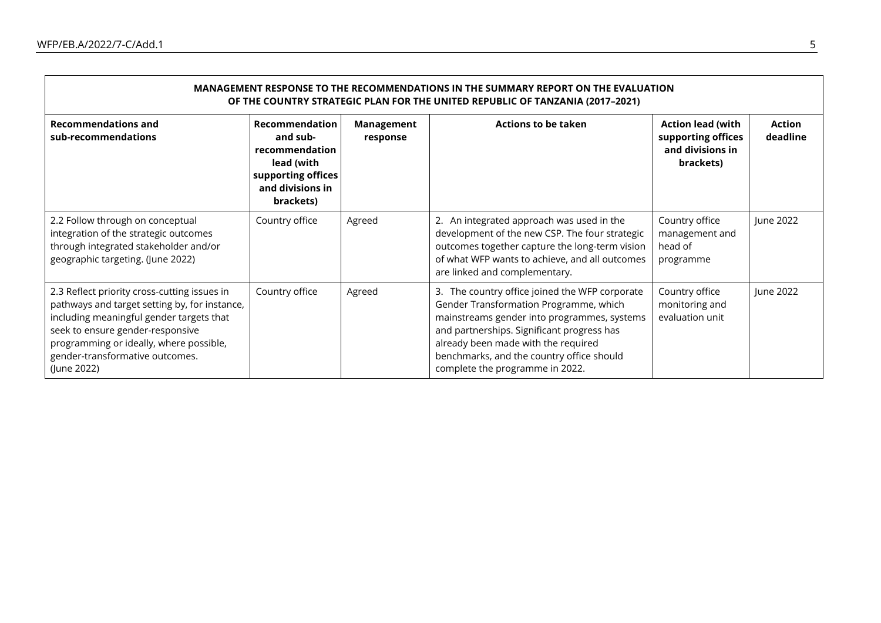| MANAGEMENT RESPONSE TO THE RECOMMENDATIONS IN THE SUMMARY REPORT ON THE EVALUATION OF THE COUNTRY STRATEGIC PLAN FOR THE UNITED REPUBLIC OF TANZANIA (2017–2021) | | | | | |
|---|---|---|---|---|---|
| **Recommendations and sub-recommendations** | **Recommendation and sub-recommendation lead (with supporting offices and divisions in brackets)** | **Management response** | **Actions to be taken** | **Action lead (with supporting offices and divisions in brackets)** | **Action deadline** |
| 2.2 Follow through on conceptual integration of the strategic outcomes through integrated stakeholder and/or geographic targeting. (June 2022) | Country office | Agreed | 2. An integrated approach was used in the development of the new CSP. The four strategic outcomes together capture the long-term vision of what WFP wants to achieve, and all outcomes are linked and complementary. | Country office management and head of programme | June 2022 |
| 2.3 Reflect priority cross-cutting issues in pathways and target setting by, for instance, including meaningful gender targets that seek to ensure gender-responsive programming or ideally, where possible, gender-transformative outcomes. (June 2022) | Country office | Agreed | 3. The country office joined the WFP corporate Gender Transformation Programme, which mainstreams gender into programmes, systems and partnerships. Significant progress has already been made with the required benchmarks, and the country office should complete the programme in 2022. | Country office monitoring and evaluation unit | June 2022 |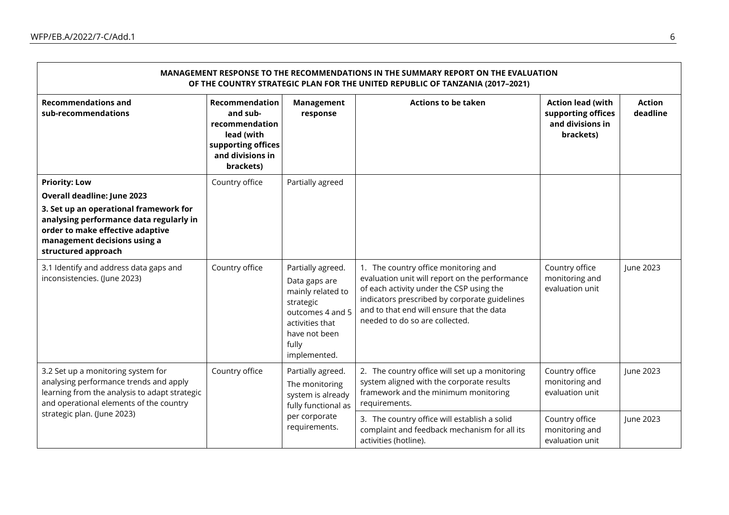| MANAGEMENT RESPONSE TO THE RECOMMENDATIONS IN THE SUMMARY REPORT ON THE EVALUATION OF THE COUNTRY STRATEGIC PLAN FOR THE UNITED REPUBLIC OF TANZANIA (2017–2021) | | | | | |
|---|---|---|---|---|---|
| **Recommendations and sub-recommendations** | **Recommendation and sub-recommendation lead (with supporting offices and divisions in brackets)** | **Management response** | **Actions to be taken** | **Action lead (with supporting offices and divisions in brackets)** | **Action deadline** |
| **Priority: Low**<br>**Overall deadline: June 2023**<br>**3. Set up an operational framework for analysing performance data regularly in order to make effective adaptive management decisions using a structured approach** | Country office | Partially agreed | | | |
| 3.1 Identify and address data gaps and inconsistencies. (June 2023) | Country office | Partially agreed.<br>Data gaps are mainly related to strategic outcomes 4 and 5 activities that have not been fully implemented. | 1. The country office monitoring and evaluation unit will report on the performance of each activity under the CSP using the indicators prescribed by corporate guidelines and to that end will ensure that the data needed to do so are collected. | Country office monitoring and evaluation unit | June 2023 |
| 3.2 Set up a monitoring system for analysing performance trends and apply learning from the analysis to adapt strategic and operational elements of the country strategic plan. (June 2023) | Country office | Partially agreed.<br>The monitoring system is already fully functional as per corporate requirements. | 2. The country office will set up a monitoring system aligned with the corporate results framework and the minimum monitoring requirements. | Country office monitoring and evaluation unit | June 2023 |
| | | | 3. The country office will establish a solid complaint and feedback mechanism for all its activities (hotline). | Country office monitoring and evaluation unit | June 2023 |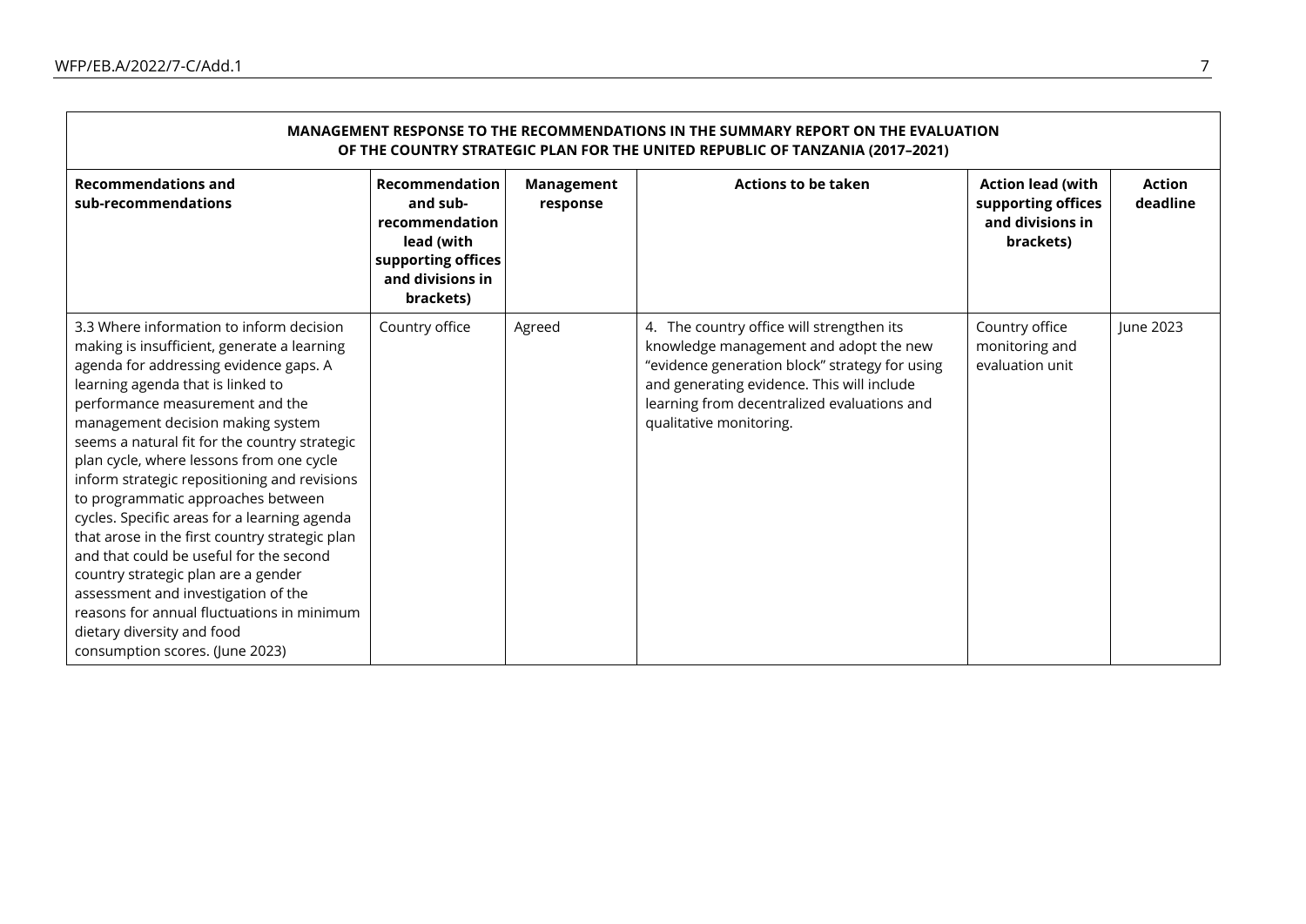| MANAGEMENT RESPONSE TO THE RECOMMENDATIONS IN THE SUMMARY REPORT ON THE EVALUATION OF THE COUNTRY STRATEGIC PLAN FOR THE UNITED REPUBLIC OF TANZANIA (2017–2021) | | | | | |
|---|---|---|---|---|---|
| **Recommendations and sub-recommendations** | **Recommendation and sub-recommendation lead (with supporting offices and divisions in brackets)** | **Management response** | **Actions to be taken** | **Action lead (with supporting offices and divisions in brackets)** | **Action deadline** |
| 3.3 Where information to inform decision making is insufficient, generate a learning agenda for addressing evidence gaps. A learning agenda that is linked to performance measurement and the management decision making system seems a natural fit for the country strategic plan cycle, where lessons from one cycle inform strategic repositioning and revisions to programmatic approaches between cycles. Specific areas for a learning agenda that arose in the first country strategic plan and that could be useful for the second country strategic plan are a gender assessment and investigation of the reasons for annual fluctuations in minimum dietary diversity and food consumption scores. (June 2023) | Country office | Agreed | 4. The country office will strengthen its knowledge management and adopt the new "evidence generation block" strategy for using and generating evidence. This will include learning from decentralized evaluations and qualitative monitoring. | Country office monitoring and evaluation unit | June 2023 |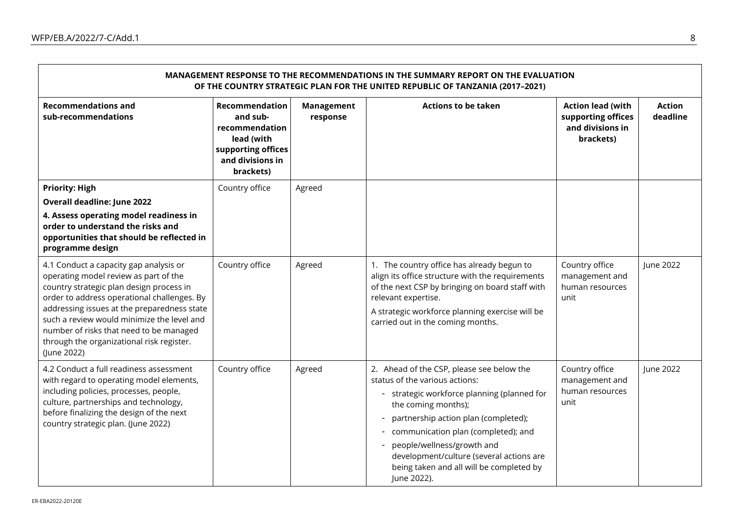| MANAGEMENT RESPONSE TO THE RECOMMENDATIONS IN THE SUMMARY REPORT ON THE EVALUATION OF THE COUNTRY STRATEGIC PLAN FOR THE UNITED REPUBLIC OF TANZANIA (2017–2021) | | | | | |
|---|---|---|---|---|---|
| **Recommendations and sub-recommendations** | **Recommendation and sub-recommendation lead (with supporting offices and divisions in brackets)** | **Management response** | **Actions to be taken** | **Action lead (with supporting offices and divisions in brackets)** | **Action deadline** |
| **Priority: High**<br>**Overall deadline: June 2022**<br>**4. Assess operating model readiness in order to understand the risks and opportunities that should be reflected in programme design** | Country office | Agreed | | | |
| 4.1 Conduct a capacity gap analysis or operating model review as part of the country strategic plan design process in order to address operational challenges. By addressing issues at the preparedness state such a review would minimize the level and number of risks that need to be managed through the organizational risk register. (June 2022) | Country office | Agreed | 1. The country office has already begun to align its office structure with the requirements of the next CSP by bringing on board staff with relevant expertise.<br>A strategic workforce planning exercise will be carried out in the coming months. | Country office management and human resources unit | June 2022 |
| 4.2 Conduct a full readiness assessment with regard to operating model elements, including policies, processes, people, culture, partnerships and technology, before finalizing the design of the next country strategic plan. (June 2022) | Country office | Agreed | 2. Ahead of the CSP, please see below the status of the various actions:<br>- strategic workforce planning (planned for the coming months);<br>- partnership action plan (completed);<br>- communication plan (completed); and<br>- people/wellness/growth and development/culture (several actions are being taken and all will be completed by June 2022). | Country office management and human resources unit | June 2022 |